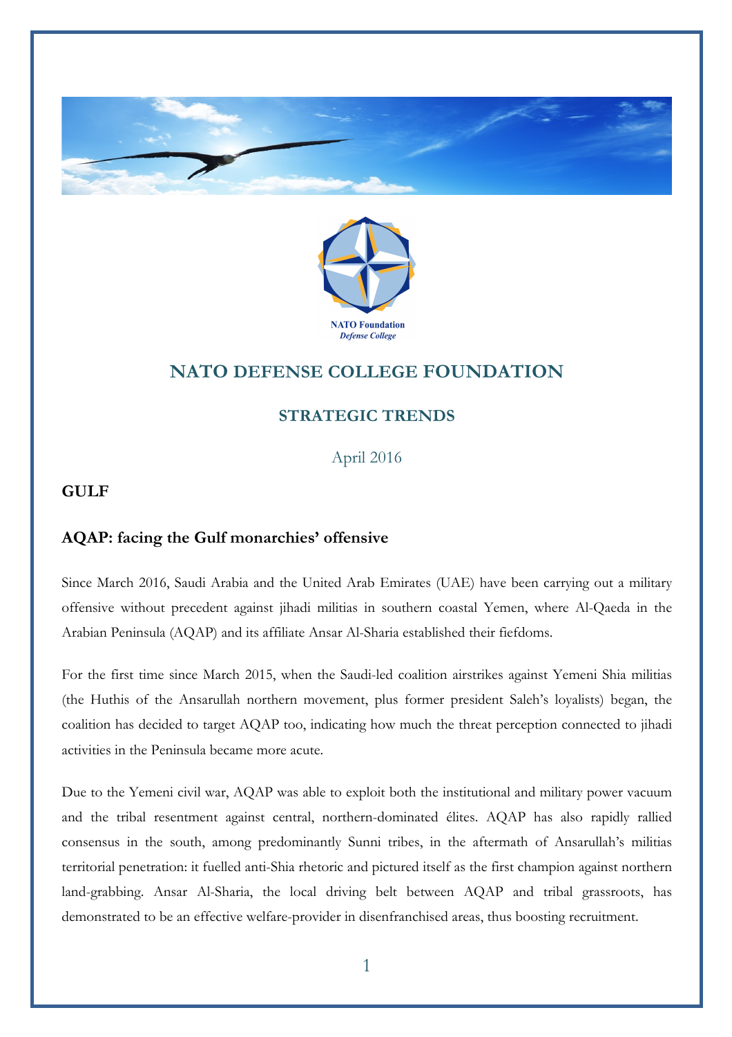NATO Foundation
*Defense College*

## NATO DEFENSE COLLEGE FOUNDATION

### STRATEGIC TRENDS

April 2016

**GULF**

### AQAP: facing the Gulf monarchies' offensive

Since March 2016, Saudi Arabia and the United Arab Emirates (UAE) have been carrying out a military offensive without precedent against jihadi militias in southern coastal Yemen, where Al-Qaeda in the Arabian Peninsula (AQAP) and its affiliate Ansar Al-Sharia established their fiefdoms.

For the first time since March 2015, when the Saudi-led coalition airstrikes against Yemeni Shia militias (the Huthis of the Ansarullah northern movement, plus former president Saleh's loyalists) began, the coalition has decided to target AQAP too, indicating how much the threat perception connected to jihadi activities in the Peninsula became more acute.

Due to the Yemeni civil war, AQAP was able to exploit both the institutional and military power vacuum and the tribal resentment against central, northern-dominated élites. AQAP has also rapidly rallied consensus in the south, among predominantly Sunni tribes, in the aftermath of Ansarullah's militias territorial penetration: it fuelled anti-Shia rhetoric and pictured itself as the first champion against northern land-grabbing. Ansar Al-Sharia, the local driving belt between AQAP and tribal grassroots, has demonstrated to be an effective welfare-provider in disenfranchised areas, thus boosting recruitment.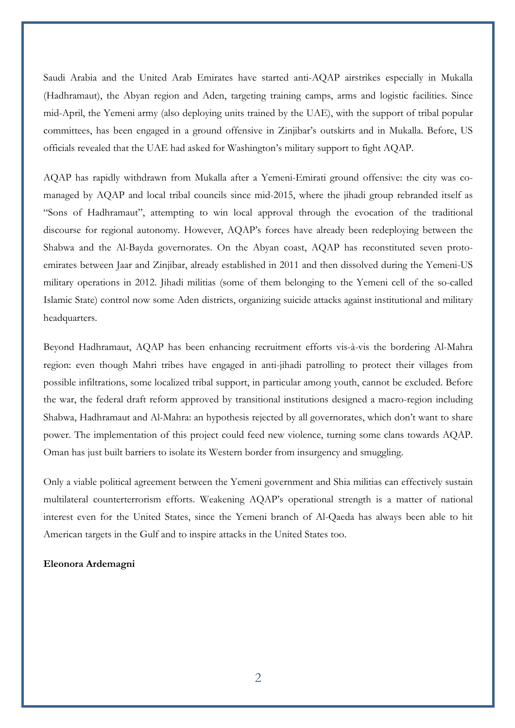Saudi Arabia and the United Arab Emirates have started anti-AQAP airstrikes especially in Mukalla (Hadhramaut), the Abyan region and Aden, targeting training camps, arms and logistic facilities. Since mid-April, the Yemeni army (also deploying units trained by the UAE), with the support of tribal popular committees, has been engaged in a ground offensive in Zinjibar's outskirts and in Mukalla. Before, US officials revealed that the UAE had asked for Washington's military support to fight AQAP.

AQAP has rapidly withdrawn from Mukalla after a Yemeni-Emirati ground offensive: the city was co-managed by AQAP and local tribal councils since mid-2015, where the jihadi group rebranded itself as "Sons of Hadhramaut", attempting to win local approval through the evocation of the traditional discourse for regional autonomy. However, AQAP's forces have already been redeploying between the Shabwa and the Al-Bayda governorates. On the Abyan coast, AQAP has reconstituted seven proto-emirates between Jaar and Zinjibar, already established in 2011 and then dissolved during the Yemeni-US military operations in 2012. Jihadi militias (some of them belonging to the Yemeni cell of the so-called Islamic State) control now some Aden districts, organizing suicide attacks against institutional and military headquarters.

Beyond Hadhramaut, AQAP has been enhancing recruitment efforts vis-à-vis the bordering Al-Mahra region: even though Mahri tribes have engaged in anti-jihadi patrolling to protect their villages from possible infiltrations, some localized tribal support, in particular among youth, cannot be excluded. Before the war, the federal draft reform approved by transitional institutions designed a macro-region including Shabwa, Hadhramaut and Al-Mahra: an hypothesis rejected by all governorates, which don't want to share power. The implementation of this project could feed new violence, turning some clans towards AQAP. Oman has just built barriers to isolate its Western border from insurgency and smuggling.

Only a viable political agreement between the Yemeni government and Shia militias can effectively sustain multilateral counterterrorism efforts. Weakening AQAP's operational strength is a matter of national interest even for the United States, since the Yemeni branch of Al-Qaeda has always been able to hit American targets in the Gulf and to inspire attacks in the United States too.

**Eleonora Ardemagni**